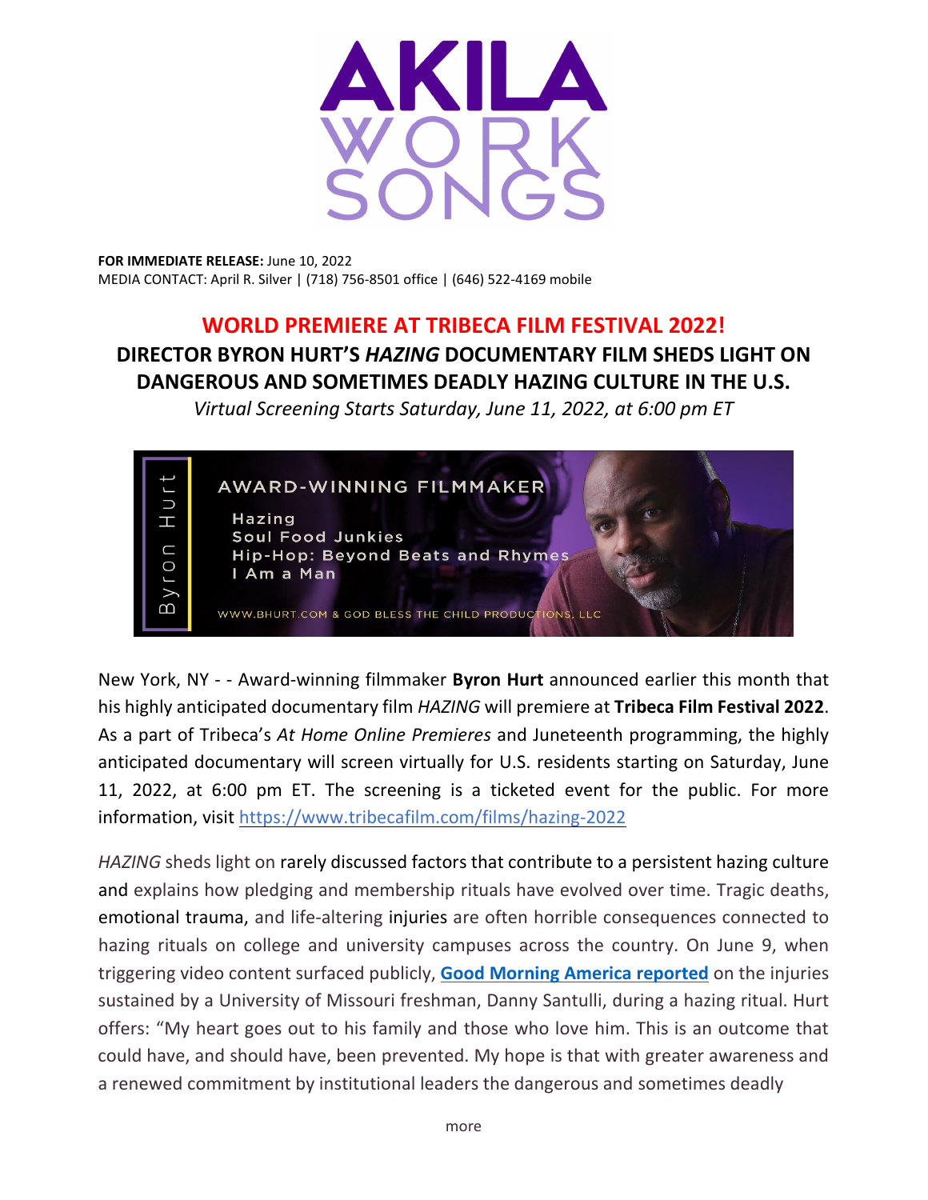**AKILA WORKSONGS**

**FOR IMMEDIATE RELEASE:** June 10, 2022
MEDIA CONTACT: April R. Silver | (718) 756-8501 office | (646) 522-4169 mobile

# WORLD PREMIERE AT TRIBECA FILM FESTIVAL 2022!

## DIRECTOR BYRON HURT'S *HAZING* DOCUMENTARY FILM SHEDS LIGHT ON DANGEROUS AND SOMETIMES DEADLY HAZING CULTURE IN THE U.S.

*Virtual Screening Starts Saturday, June 11, 2022, at 6:00 pm ET*

Byron Hurt

AWARD-WINNING FILMMAKER

Hazing
Soul Food Junkies
Hip-Hop: Beyond Beats and Rhymes
I Am a Man

WWW.BHURT.COM & GOD BLESS THE CHILD PRODUCTIONS, LLC

New York, NY - - Award-winning filmmaker **Byron Hurt** announced earlier this month that his highly anticipated documentary film *HAZING* will premiere at **Tribeca Film Festival 2022**. As a part of Tribeca's *At Home Online Premieres* and Juneteenth programming, the highly anticipated documentary will screen virtually for U.S. residents starting on Saturday, June 11, 2022, at 6:00 pm ET. The screening is a ticketed event for the public. For more information, visit https://www.tribecafilm.com/films/hazing-2022

*HAZING* sheds light on rarely discussed factors that contribute to a persistent hazing culture and explains how pledging and membership rituals have evolved over time. Tragic deaths, emotional trauma, and life-altering injuries are often horrible consequences connected to hazing rituals on college and university campuses across the country. On June 9, when triggering video content surfaced publicly, **Good Morning America reported** on the injuries sustained by a University of Missouri freshman, Danny Santulli, during a hazing ritual. Hurt offers: "My heart goes out to his family and those who love him. This is an outcome that could have, and should have, been prevented. My hope is that with greater awareness and a renewed commitment by institutional leaders the dangerous and sometimes deadly

more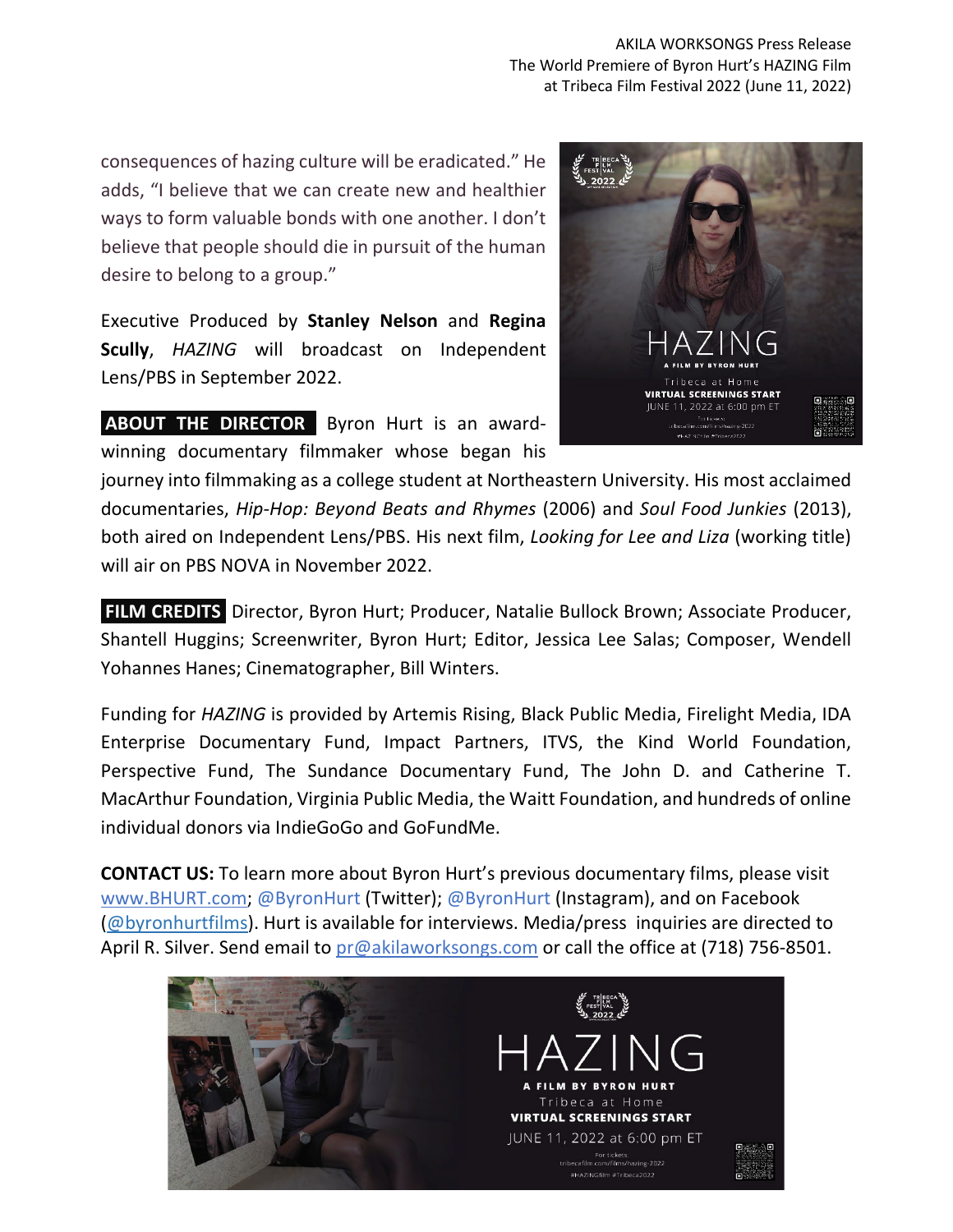consequences of hazing culture will be eradicated." He adds, "I believe that we can create new and healthier ways to form valuable bonds with one another. I don't believe that people should die in pursuit of the human desire to belong to a group."

Executive Produced by **Stanley Nelson** and **Regina Scully**, *HAZING* will broadcast on Independent Lens/PBS in September 2022.

**ABOUT THE DIRECTOR** Byron Hurt is an award-winning documentary filmmaker whose began his journey into filmmaking as a college student at Northeastern University. His most acclaimed documentaries, *Hip-Hop: Beyond Beats and Rhymes* (2006) and *Soul Food Junkies* (2013), both aired on Independent Lens/PBS. His next film, *Looking for Lee and Liza* (working title) will air on PBS NOVA in November 2022.

**FILM CREDITS** Director, Byron Hurt; Producer, Natalie Bullock Brown; Associate Producer, Shantell Huggins; Screenwriter, Byron Hurt; Editor, Jessica Lee Salas; Composer, Wendell Yohannes Hanes; Cinematographer, Bill Winters.

Funding for *HAZING* is provided by Artemis Rising, Black Public Media, Firelight Media, IDA Enterprise Documentary Fund, Impact Partners, ITVS, the Kind World Foundation, Perspective Fund, The Sundance Documentary Fund, The John D. and Catherine T. MacArthur Foundation, Virginia Public Media, the Waitt Foundation, and hundreds of online individual donors via IndieGoGo and GoFundMe.

**CONTACT US:** To learn more about Byron Hurt's previous documentary films, please visit www.BHURT.com; @ByronHurt (Twitter); @ByronHurt (Instagram), and on Facebook (@byronhurtfilms). Hurt is available for interviews. Media/press inquiries are directed to April R. Silver. Send email to pr@akilaworksongs.com or call the office at (718) 756-8501.